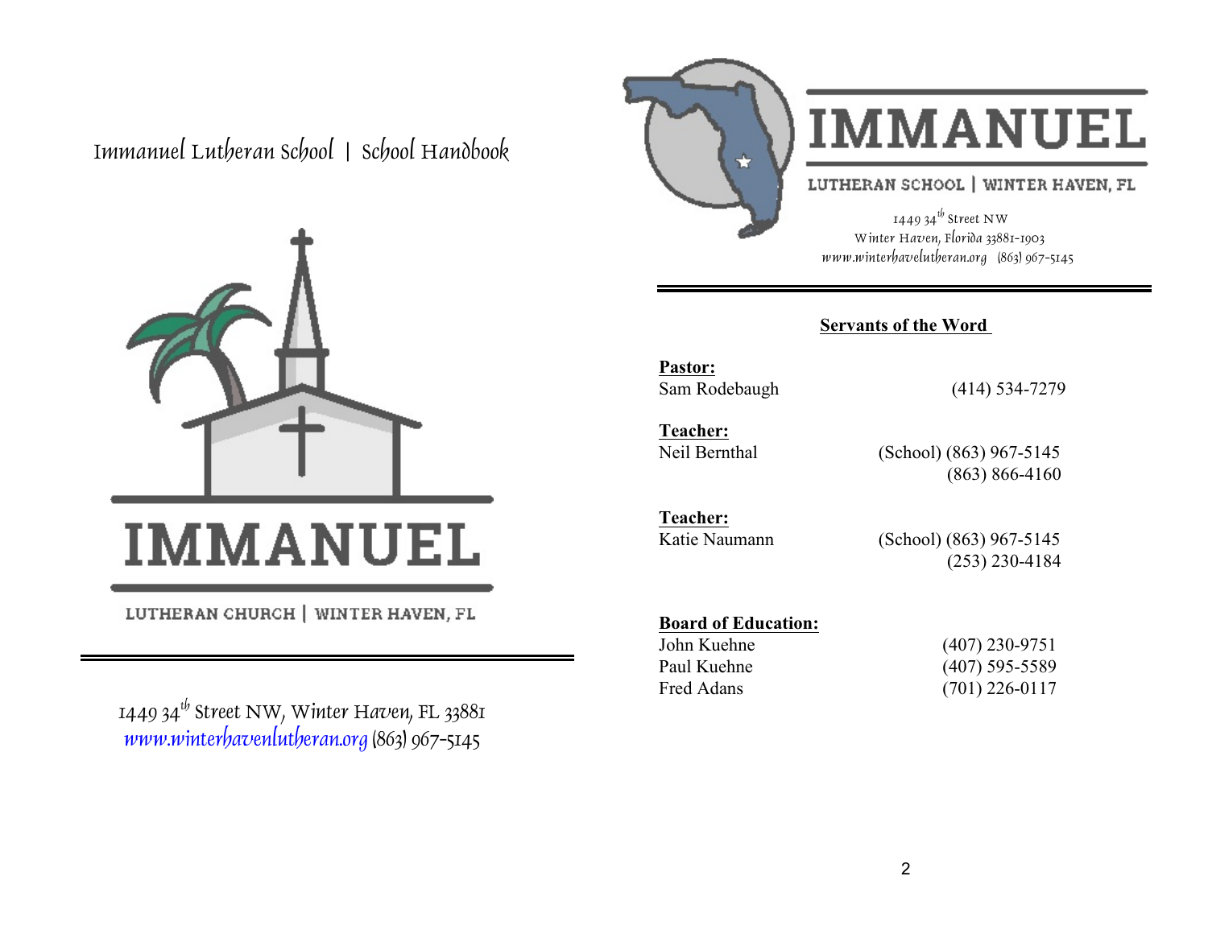Immanuel Lutheran School | School Handbook

IMMANUEL

LUTHERAN CHURCH | WINTER HAVEN, FL

1449 34th Street NW, Winter Haven, FL 33881
www.winterhavenlutheran.org (863) 967-5145

IMMANUEL

LUTHERAN SCHOOL | WINTER HAVEN, FL

1449 34th Street NW
Winter Haven, Florida 33881-1903
www.winterhavelutheran.org (863) 967-5145

## Servants of the Word

**Pastor:**
Sam Rodebaugh (414) 534-7279

**Teacher:**
Neil Bernthal (School) (863) 967-5145
(863) 866-4160

**Teacher:**
Katie Naumann (School) (863) 967-5145
(253) 230-4184

**Board of Education:**
John Kuehne (407) 230-9751
Paul Kuehne (407) 595-5589
Fred Adans (701) 226-0117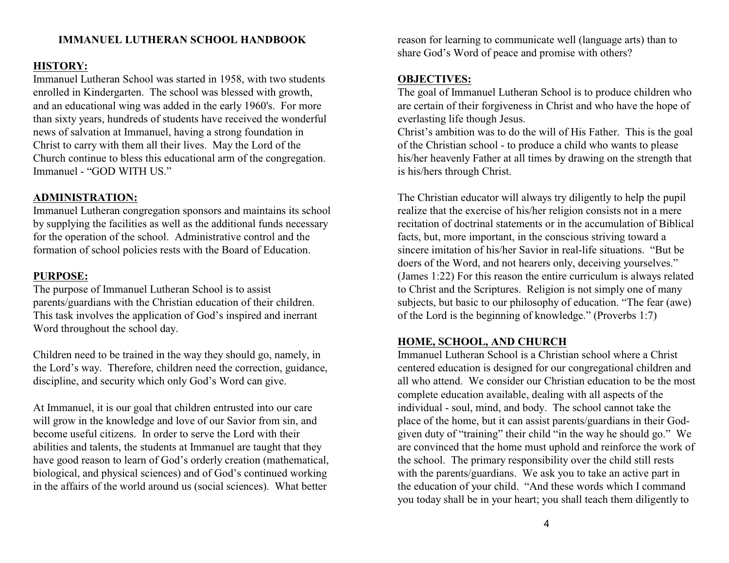# IMMANUEL LUTHERAN SCHOOL HANDBOOK

## HISTORY:

Immanuel Lutheran School was started in 1958, with two students enrolled in Kindergarten. The school was blessed with growth, and an educational wing was added in the early 1960's. For more than sixty years, hundreds of students have received the wonderful news of salvation at Immanuel, having a strong foundation in Christ to carry with them all their lives. May the Lord of the Church continue to bless this educational arm of the congregation. Immanuel - "GOD WITH US."

## ADMINISTRATION:

Immanuel Lutheran congregation sponsors and maintains its school by supplying the facilities as well as the additional funds necessary for the operation of the school. Administrative control and the formation of school policies rests with the Board of Education.

## PURPOSE:

The purpose of Immanuel Lutheran School is to assist parents/guardians with the Christian education of their children. This task involves the application of God's inspired and inerrant Word throughout the school day.

Children need to be trained in the way they should go, namely, in the Lord's way. Therefore, children need the correction, guidance, discipline, and security which only God's Word can give.

At Immanuel, it is our goal that children entrusted into our care will grow in the knowledge and love of our Savior from sin, and become useful citizens. In order to serve the Lord with their abilities and talents, the students at Immanuel are taught that they have good reason to learn of God's orderly creation (mathematical, biological, and physical sciences) and of God's continued working in the affairs of the world around us (social sciences). What better reason for learning to communicate well (language arts) than to share God's Word of peace and promise with others?

## OBJECTIVES:

The goal of Immanuel Lutheran School is to produce children who are certain of their forgiveness in Christ and who have the hope of everlasting life though Jesus.

Christ's ambition was to do the will of His Father. This is the goal of the Christian school - to produce a child who wants to please his/her heavenly Father at all times by drawing on the strength that is his/hers through Christ.

The Christian educator will always try diligently to help the pupil realize that the exercise of his/her religion consists not in a mere recitation of doctrinal statements or in the accumulation of Biblical facts, but, more important, in the conscious striving toward a sincere imitation of his/her Savior in real-life situations. "But be doers of the Word, and not hearers only, deceiving yourselves." (James 1:22) For this reason the entire curriculum is always related to Christ and the Scriptures. Religion is not simply one of many subjects, but basic to our philosophy of education. "The fear (awe) of the Lord is the beginning of knowledge." (Proverbs 1:7)

## HOME, SCHOOL, AND CHURCH

Immanuel Lutheran School is a Christian school where a Christ centered education is designed for our congregational children and all who attend. We consider our Christian education to be the most complete education available, dealing with all aspects of the individual - soul, mind, and body. The school cannot take the place of the home, but it can assist parents/guardians in their God-given duty of "training" their child "in the way he should go." We are convinced that the home must uphold and reinforce the work of the school. The primary responsibility over the child still rests with the parents/guardians. We ask you to take an active part in the education of your child. "And these words which I command you today shall be in your heart; you shall teach them diligently to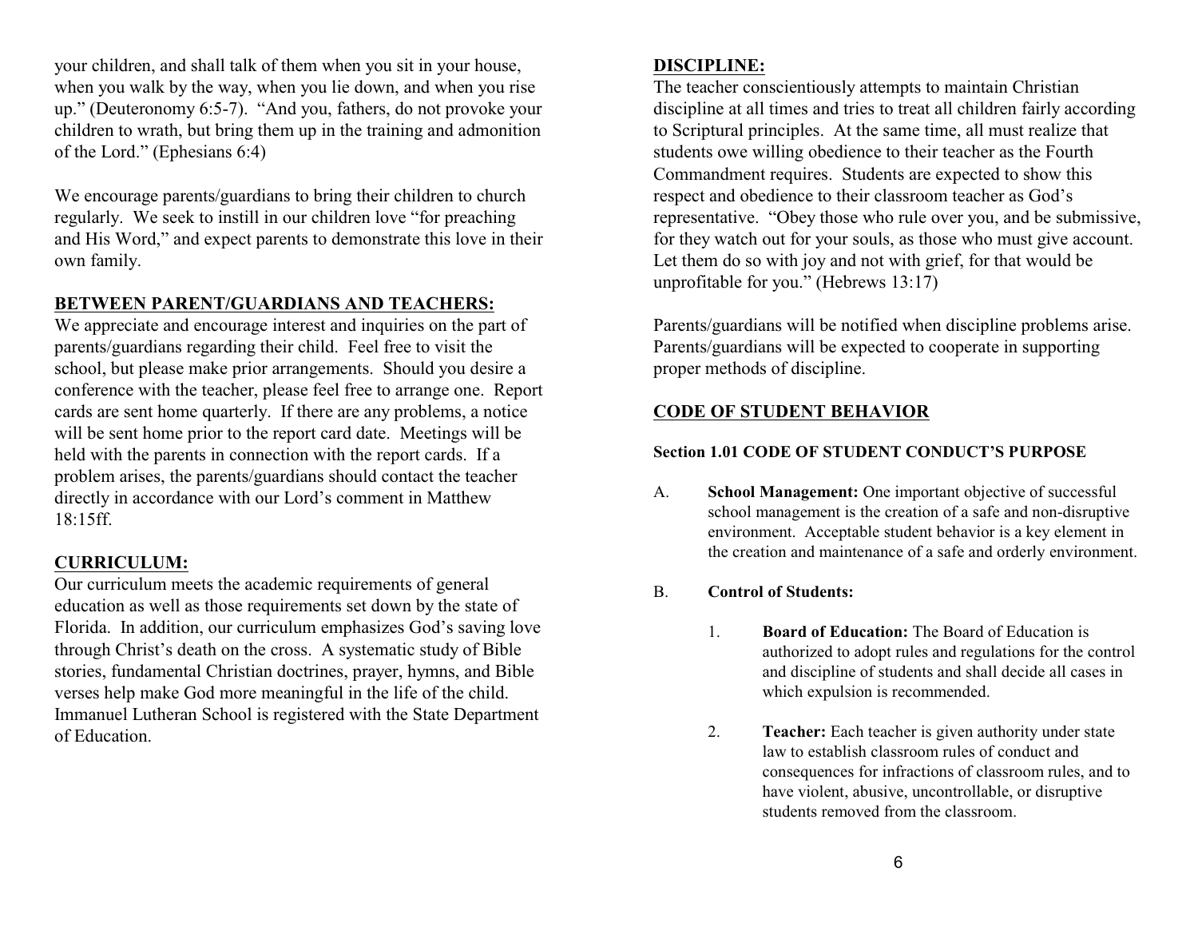your children, and shall talk of them when you sit in your house, when you walk by the way, when you lie down, and when you rise up." (Deuteronomy 6:5-7). "And you, fathers, do not provoke your children to wrath, but bring them up in the training and admonition of the Lord." (Ephesians 6:4)

We encourage parents/guardians to bring their children to church regularly. We seek to instill in our children love "for preaching and His Word," and expect parents to demonstrate this love in their own family.

## BETWEEN PARENT/GUARDIANS AND TEACHERS:

We appreciate and encourage interest and inquiries on the part of parents/guardians regarding their child. Feel free to visit the school, but please make prior arrangements. Should you desire a conference with the teacher, please feel free to arrange one. Report cards are sent home quarterly. If there are any problems, a notice will be sent home prior to the report card date. Meetings will be held with the parents in connection with the report cards. If a problem arises, the parents/guardians should contact the teacher directly in accordance with our Lord's comment in Matthew 18:15ff.

## CURRICULUM:

Our curriculum meets the academic requirements of general education as well as those requirements set down by the state of Florida. In addition, our curriculum emphasizes God's saving love through Christ's death on the cross. A systematic study of Bible stories, fundamental Christian doctrines, prayer, hymns, and Bible verses help make God more meaningful in the life of the child. Immanuel Lutheran School is registered with the State Department of Education.

## DISCIPLINE:

The teacher conscientiously attempts to maintain Christian discipline at all times and tries to treat all children fairly according to Scriptural principles. At the same time, all must realize that students owe willing obedience to their teacher as the Fourth Commandment requires. Students are expected to show this respect and obedience to their classroom teacher as God's representative. "Obey those who rule over you, and be submissive, for they watch out for your souls, as those who must give account. Let them do so with joy and not with grief, for that would be unprofitable for you." (Hebrews 13:17)

Parents/guardians will be notified when discipline problems arise. Parents/guardians will be expected to cooperate in supporting proper methods of discipline.

## CODE OF STUDENT BEHAVIOR

### Section 1.01 CODE OF STUDENT CONDUCT'S PURPOSE

A. **School Management:** One important objective of successful school management is the creation of a safe and non-disruptive environment. Acceptable student behavior is a key element in the creation and maintenance of a safe and orderly environment.

B. **Control of Students:**

1. **Board of Education:** The Board of Education is authorized to adopt rules and regulations for the control and discipline of students and shall decide all cases in which expulsion is recommended.

2. **Teacher:** Each teacher is given authority under state law to establish classroom rules of conduct and consequences for infractions of classroom rules, and to have violent, abusive, uncontrollable, or disruptive students removed from the classroom.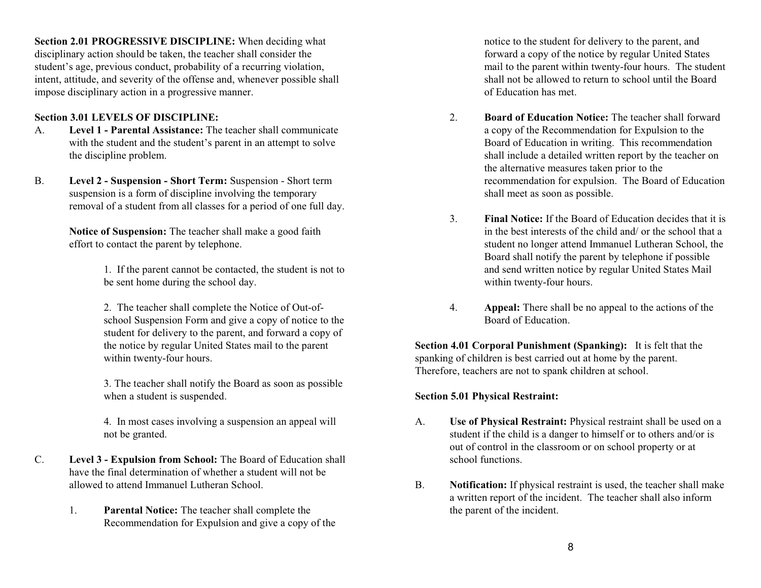**Section 2.01 PROGRESSIVE DISCIPLINE:** When deciding what disciplinary action should be taken, the teacher shall consider the student's age, previous conduct, probability of a recurring violation, intent, attitude, and severity of the offense and, whenever possible shall impose disciplinary action in a progressive manner.

**Section 3.01 LEVELS OF DISCIPLINE:**

A. **Level 1 - Parental Assistance:** The teacher shall communicate with the student and the student's parent in an attempt to solve the discipline problem.

B. **Level 2 - Suspension - Short Term:** Suspension - Short term suspension is a form of discipline involving the temporary removal of a student from all classes for a period of one full day.

   **Notice of Suspension:** The teacher shall make a good faith effort to contact the parent by telephone.

   1. If the parent cannot be contacted, the student is not to be sent home during the school day.

   2. The teacher shall complete the Notice of Out-of-school Suspension Form and give a copy of notice to the student for delivery to the parent, and forward a copy of the notice by regular United States mail to the parent within twenty-four hours.

   3. The teacher shall notify the Board as soon as possible when a student is suspended.

   4. In most cases involving a suspension an appeal will not be granted.

C. **Level 3 - Expulsion from School:** The Board of Education shall have the final determination of whether a student will not be allowed to attend Immanuel Lutheran School.

   1. **Parental Notice:** The teacher shall complete the Recommendation for Expulsion and give a copy of the notice to the student for delivery to the parent, and forward a copy of the notice by regular United States mail to the parent within twenty-four hours. The student shall not be allowed to return to school until the Board of Education has met.

   2. **Board of Education Notice:** The teacher shall forward a copy of the Recommendation for Expulsion to the Board of Education in writing. This recommendation shall include a detailed written report by the teacher on the alternative measures taken prior to the recommendation for expulsion. The Board of Education shall meet as soon as possible.

   3. **Final Notice:** If the Board of Education decides that it is in the best interests of the child and/ or the school that a student no longer attend Immanuel Lutheran School, the Board shall notify the parent by telephone if possible and send written notice by regular United States Mail within twenty-four hours.

   4. **Appeal:** There shall be no appeal to the actions of the Board of Education.

**Section 4.01 Corporal Punishment (Spanking):** It is felt that the spanking of children is best carried out at home by the parent. Therefore, teachers are not to spank children at school.

**Section 5.01 Physical Restraint:**

A. **Use of Physical Restraint:** Physical restraint shall be used on a student if the child is a danger to himself or to others and/or is out of control in the classroom or on school property or at school functions.

B. **Notification:** If physical restraint is used, the teacher shall make a written report of the incident. The teacher shall also inform the parent of the incident.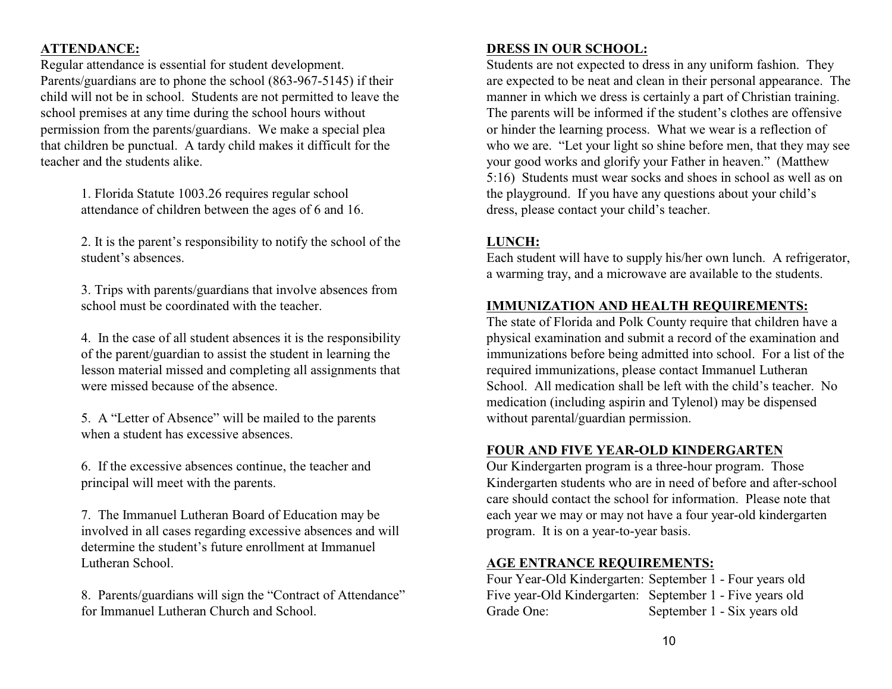## ATTENDANCE:

Regular attendance is essential for student development. Parents/guardians are to phone the school (863-967-5145) if their child will not be in school. Students are not permitted to leave the school premises at any time during the school hours without permission from the parents/guardians. We make a special plea that children be punctual. A tardy child makes it difficult for the teacher and the students alike.

1. Florida Statute 1003.26 requires regular school attendance of children between the ages of 6 and 16.

2. It is the parent's responsibility to notify the school of the student's absences.

3. Trips with parents/guardians that involve absences from school must be coordinated with the teacher.

4. In the case of all student absences it is the responsibility of the parent/guardian to assist the student in learning the lesson material missed and completing all assignments that were missed because of the absence.

5. A "Letter of Absence" will be mailed to the parents when a student has excessive absences.

6. If the excessive absences continue, the teacher and principal will meet with the parents.

7. The Immanuel Lutheran Board of Education may be involved in all cases regarding excessive absences and will determine the student's future enrollment at Immanuel Lutheran School.

8. Parents/guardians will sign the "Contract of Attendance" for Immanuel Lutheran Church and School.

## DRESS IN OUR SCHOOL:

Students are not expected to dress in any uniform fashion. They are expected to be neat and clean in their personal appearance. The manner in which we dress is certainly a part of Christian training. The parents will be informed if the student's clothes are offensive or hinder the learning process. What we wear is a reflection of who we are. "Let your light so shine before men, that they may see your good works and glorify your Father in heaven." (Matthew 5:16) Students must wear socks and shoes in school as well as on the playground. If you have any questions about your child's dress, please contact your child's teacher.

## LUNCH:

Each student will have to supply his/her own lunch. A refrigerator, a warming tray, and a microwave are available to the students.

## IMMUNIZATION AND HEALTH REQUIREMENTS:

The state of Florida and Polk County require that children have a physical examination and submit a record of the examination and immunizations before being admitted into school. For a list of the required immunizations, please contact Immanuel Lutheran School. All medication shall be left with the child's teacher. No medication (including aspirin and Tylenol) may be dispensed without parental/guardian permission.

## FOUR AND FIVE YEAR-OLD KINDERGARTEN

Our Kindergarten program is a three-hour program. Those Kindergarten students who are in need of before and after-school care should contact the school for information. Please note that each year we may or may not have a four year-old kindergarten program. It is on a year-to-year basis.

## AGE ENTRANCE REQUIREMENTS:

| | |
|---|---|
| Four Year-Old Kindergarten: | September 1 - Four years old |
| Five year-Old Kindergarten: | September 1 - Five years old |
| Grade One: | September 1 - Six years old |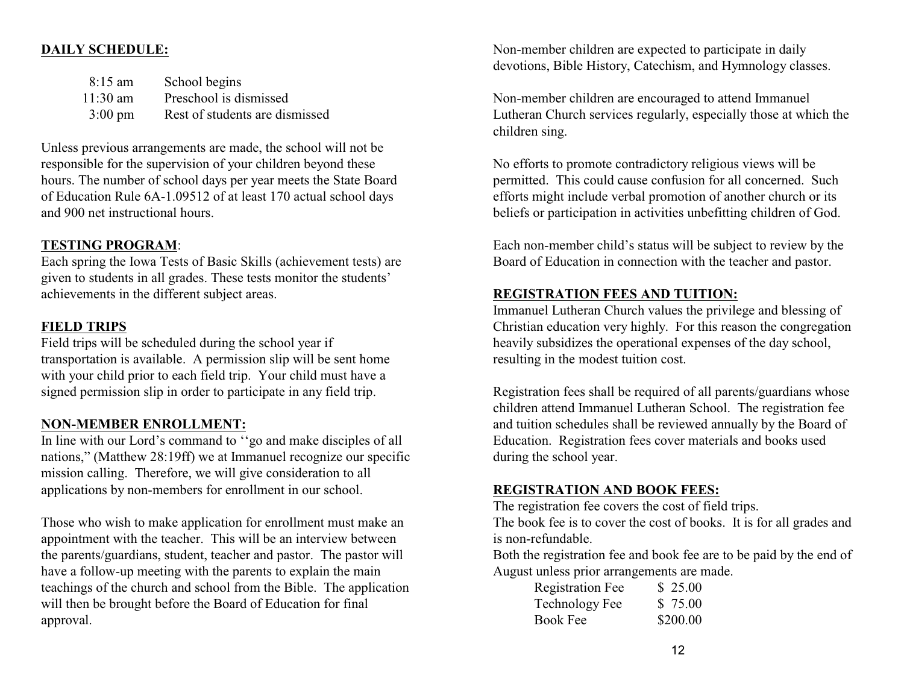## DAILY SCHEDULE:

| | |
|---|---|
| 8:15 am | School begins |
| 11:30 am | Preschool is dismissed |
| 3:00 pm | Rest of students are dismissed |

Unless previous arrangements are made, the school will not be responsible for the supervision of your children beyond these hours. The number of school days per year meets the State Board of Education Rule 6A-1.09512 of at least 170 actual school days and 900 net instructional hours.

## TESTING PROGRAM:

Each spring the Iowa Tests of Basic Skills (achievement tests) are given to students in all grades. These tests monitor the students' achievements in the different subject areas.

## FIELD TRIPS

Field trips will be scheduled during the school year if transportation is available. A permission slip will be sent home with your child prior to each field trip. Your child must have a signed permission slip in order to participate in any field trip.

## NON-MEMBER ENROLLMENT:

In line with our Lord's command to ''go and make disciples of all nations," (Matthew 28:19ff) we at Immanuel recognize our specific mission calling. Therefore, we will give consideration to all applications by non-members for enrollment in our school.

Those who wish to make application for enrollment must make an appointment with the teacher. This will be an interview between the parents/guardians, student, teacher and pastor. The pastor will have a follow-up meeting with the parents to explain the main teachings of the church and school from the Bible. The application will then be brought before the Board of Education for final approval.

Non-member children are expected to participate in daily devotions, Bible History, Catechism, and Hymnology classes.

Non-member children are encouraged to attend Immanuel Lutheran Church services regularly, especially those at which the children sing.

No efforts to promote contradictory religious views will be permitted. This could cause confusion for all concerned. Such efforts might include verbal promotion of another church or its beliefs or participation in activities unbefitting children of God.

Each non-member child's status will be subject to review by the Board of Education in connection with the teacher and pastor.

## REGISTRATION FEES AND TUITION:

Immanuel Lutheran Church values the privilege and blessing of Christian education very highly. For this reason the congregation heavily subsidizes the operational expenses of the day school, resulting in the modest tuition cost.

Registration fees shall be required of all parents/guardians whose children attend Immanuel Lutheran School. The registration fee and tuition schedules shall be reviewed annually by the Board of Education. Registration fees cover materials and books used during the school year.

## REGISTRATION AND BOOK FEES:

The registration fee covers the cost of field trips.
The book fee is to cover the cost of books. It is for all grades and is non-refundable.
Both the registration fee and book fee are to be paid by the end of August unless prior arrangements are made.

| | |
|---|---|
| Registration Fee | $ 25.00 |
| Technology Fee | $ 75.00 |
| Book Fee | $200.00 |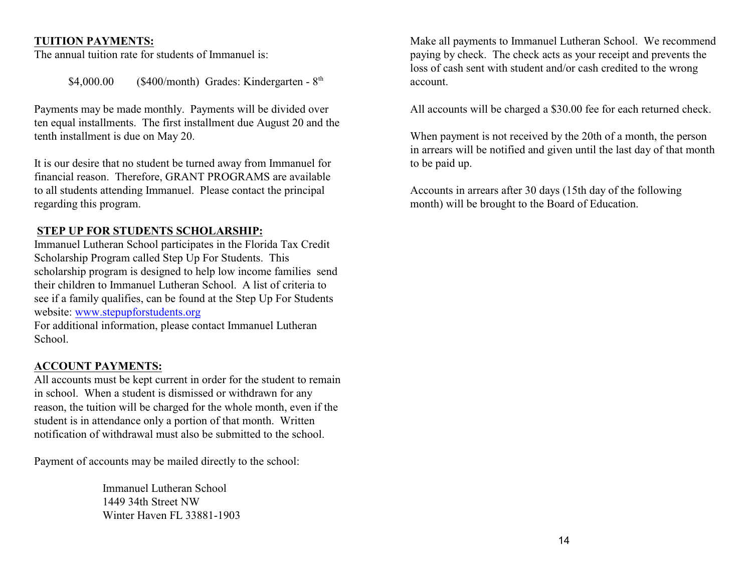## TUITION PAYMENTS:

The annual tuition rate for students of Immanuel is:

$4,000.00 ($400/month) Grades: Kindergarten - 8th

Payments may be made monthly. Payments will be divided over ten equal installments. The first installment due August 20 and the tenth installment is due on May 20.

It is our desire that no student be turned away from Immanuel for financial reason. Therefore, GRANT PROGRAMS are available to all students attending Immanuel. Please contact the principal regarding this program.

## STEP UP FOR STUDENTS SCHOLARSHIP:

Immanuel Lutheran School participates in the Florida Tax Credit Scholarship Program called Step Up For Students. This scholarship program is designed to help low income families send their children to Immanuel Lutheran School. A list of criteria to see if a family qualifies, can be found at the Step Up For Students website: www.stepupforstudents.org

For additional information, please contact Immanuel Lutheran School.

## ACCOUNT PAYMENTS:

All accounts must be kept current in order for the student to remain in school. When a student is dismissed or withdrawn for any reason, the tuition will be charged for the whole month, even if the student is in attendance only a portion of that month. Written notification of withdrawal must also be submitted to the school.

Payment of accounts may be mailed directly to the school:

Immanuel Lutheran School
1449 34th Street NW
Winter Haven FL 33881-1903

Make all payments to Immanuel Lutheran School. We recommend paying by check. The check acts as your receipt and prevents the loss of cash sent with student and/or cash credited to the wrong account.

All accounts will be charged a $30.00 fee for each returned check.

When payment is not received by the 20th of a month, the person in arrears will be notified and given until the last day of that month to be paid up.

Accounts in arrears after 30 days (15th day of the following month) will be brought to the Board of Education.